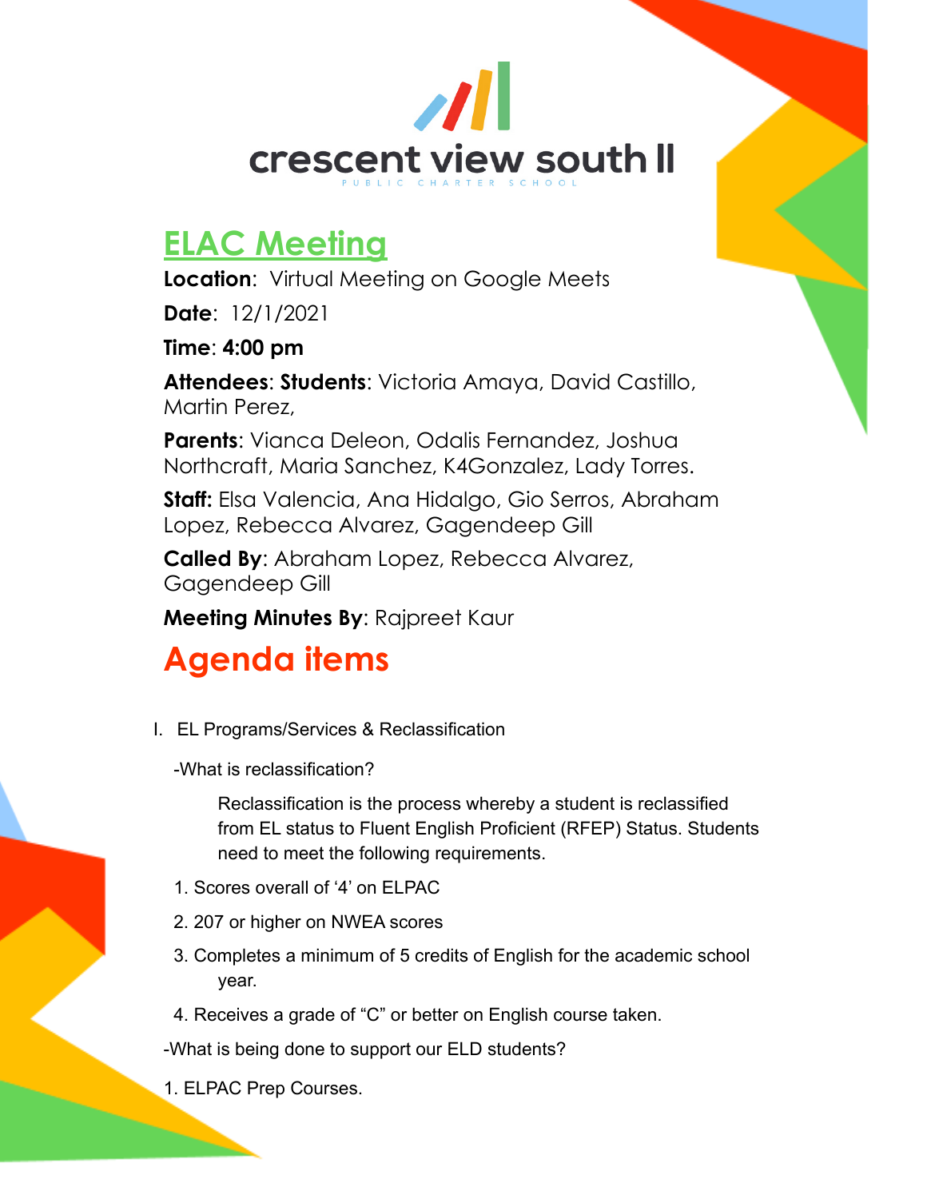crescent view south II

PUBLIC CHARTER SCHOOL

# ELAC Meeting

**Location**: Virtual Meeting on Google Meets

**Date**: 12/1/2021

**Time**: **4:00 pm**

**Attendees**: **Students**: Victoria Amaya, David Castillo, Martin Perez,

**Parents**: Vianca Deleon, Odalis Fernandez, Joshua Northcraft, Maria Sanchez, K4Gonzalez, Lady Torres.

**Staff:** Elsa Valencia, Ana Hidalgo, Gio Serros, Abraham Lopez, Rebecca Alvarez, Gagendeep Gill

**Called By**: Abraham Lopez, Rebecca Alvarez, Gagendeep Gill

**Meeting Minutes By**: Rajpreet Kaur

# Agenda items

I. EL Programs/Services & Reclassification

-What is reclassification?

Reclassification is the process whereby a student is reclassified from EL status to Fluent English Proficient (RFEP) Status. Students need to meet the following requirements.

1. Scores overall of '4' on ELPAC
2. 207 or higher on NWEA scores
3. Completes a minimum of 5 credits of English for the academic school year.
4. Receives a grade of "C" or better on English course taken.

-What is being done to support our ELD students?

1. ELPAC Prep Courses.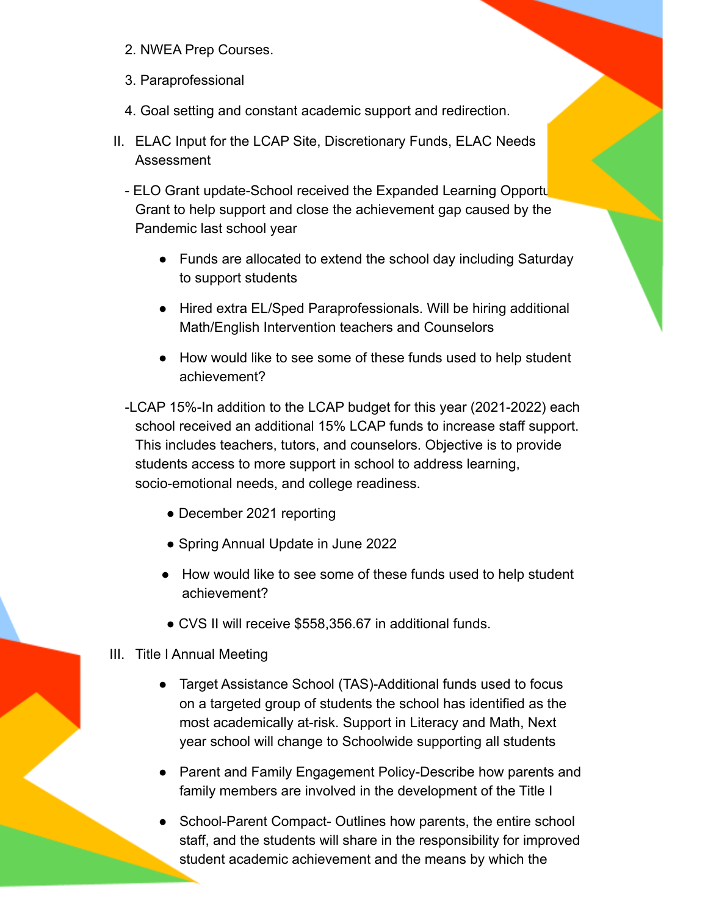2. NWEA Prep Courses.

3. Paraprofessional

4. Goal setting and constant academic support and redirection.

II. ELAC Input for the LCAP Site, Discretionary Funds, ELAC Needs Assessment

- ELO Grant update-School received the Expanded Learning Opportu Grant to help support and close the achievement gap caused by the Pandemic last school year

  - Funds are allocated to extend the school day including Saturday to support students
  - Hired extra EL/Sped Paraprofessionals. Will be hiring additional Math/English Intervention teachers and Counselors
  - How would like to see some of these funds used to help student achievement?

-LCAP 15%-In addition to the LCAP budget for this year (2021-2022) each school received an additional 15% LCAP funds to increase staff support. This includes teachers, tutors, and counselors. Objective is to provide students access to more support in school to address learning, socio-emotional needs, and college readiness.

  - December 2021 reporting
  - Spring Annual Update in June 2022
  - How would like to see some of these funds used to help student achievement?
  - CVS II will receive $558,356.67 in additional funds.

III. Title I Annual Meeting

  - Target Assistance School (TAS)-Additional funds used to focus on a targeted group of students the school has identified as the most academically at-risk. Support in Literacy and Math, Next year school will change to Schoolwide supporting all students
  - Parent and Family Engagement Policy-Describe how parents and family members are involved in the development of the Title I
  - School-Parent Compact- Outlines how parents, the entire school staff, and the students will share in the responsibility for improved student academic achievement and the means by which the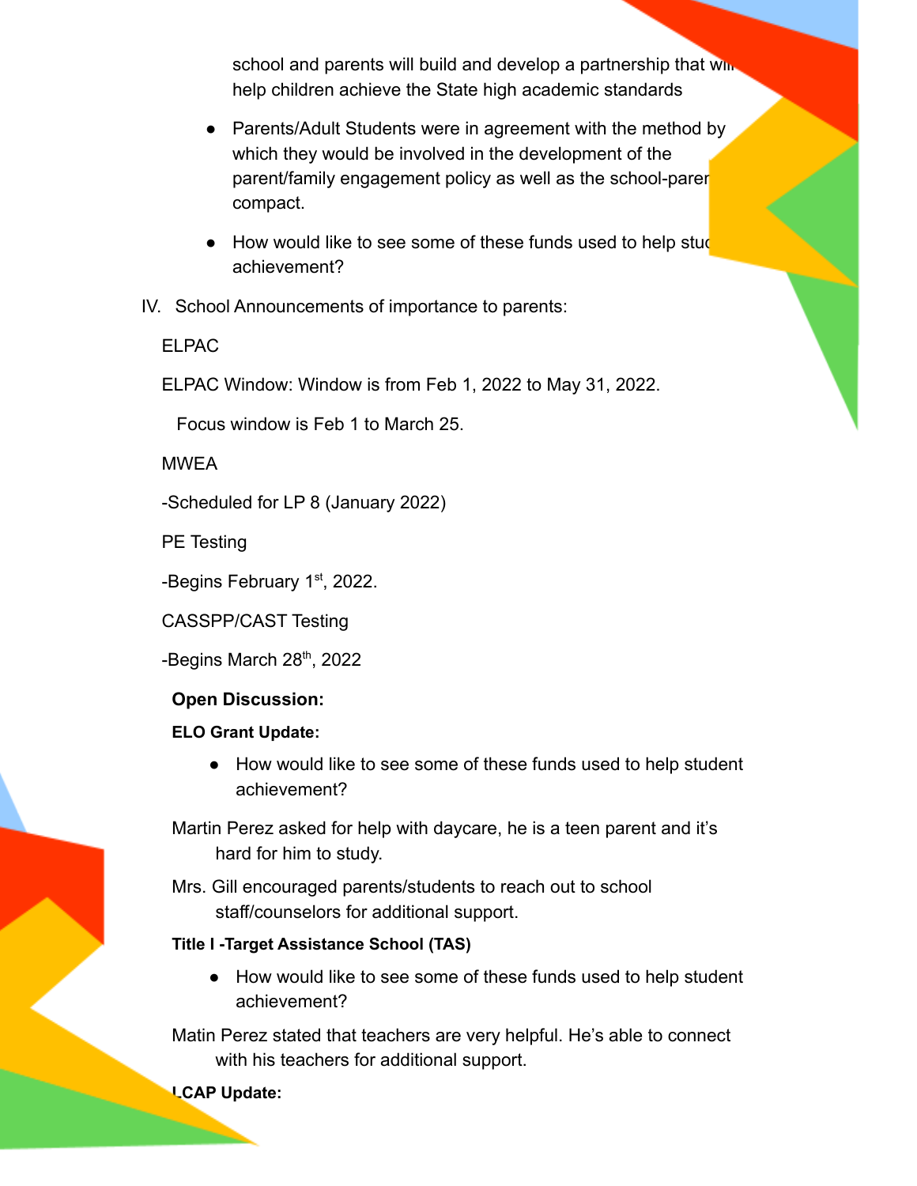school and parents will build and develop a partnership that will help children achieve the State high academic standards

- Parents/Adult Students were in agreement with the method by which they would be involved in the development of the parent/family engagement policy as well as the school-parent compact.
- How would like to see some of these funds used to help student achievement?

IV. School Announcements of importance to parents:

ELPAC

ELPAC Window: Window is from Feb 1, 2022 to May 31, 2022.

Focus window is Feb 1 to March 25.

MWEA

-Scheduled for LP 8 (January 2022)

PE Testing

-Begins February 1st, 2022.

CASSPP/CAST Testing

-Begins March 28th, 2022

**Open Discussion:**

**ELO Grant Update:**

- How would like to see some of these funds used to help student achievement?

Martin Perez asked for help with daycare, he is a teen parent and it's hard for him to study.

Mrs. Gill encouraged parents/students to reach out to school staff/counselors for additional support.

**Title I -Target Assistance School (TAS)**

- How would like to see some of these funds used to help student achievement?

Matin Perez stated that teachers are very helpful. He's able to connect with his teachers for additional support.

**LCAP Update:**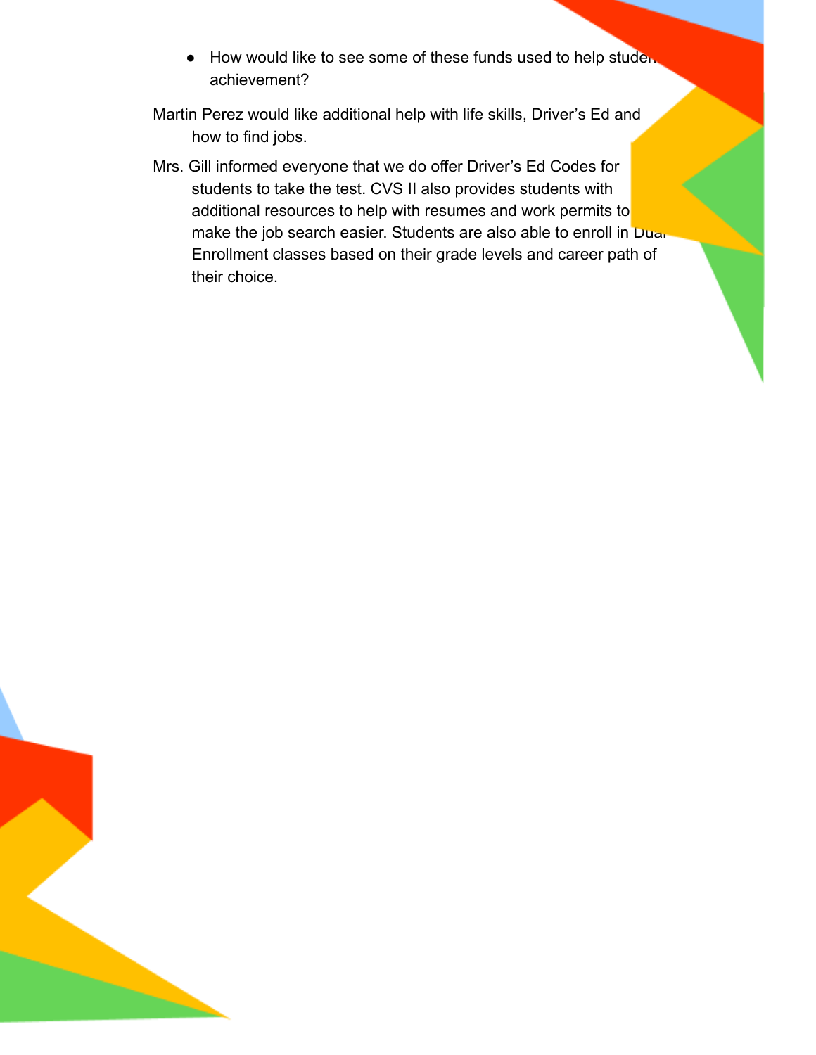- How would like to see some of these funds used to help student achievement?

Martin Perez would like additional help with life skills, Driver's Ed and how to find jobs.

Mrs. Gill informed everyone that we do offer Driver's Ed Codes for students to take the test. CVS II also provides students with additional resources to help with resumes and work permits to make the job search easier. Students are also able to enroll in Dual Enrollment classes based on their grade levels and career path of their choice.